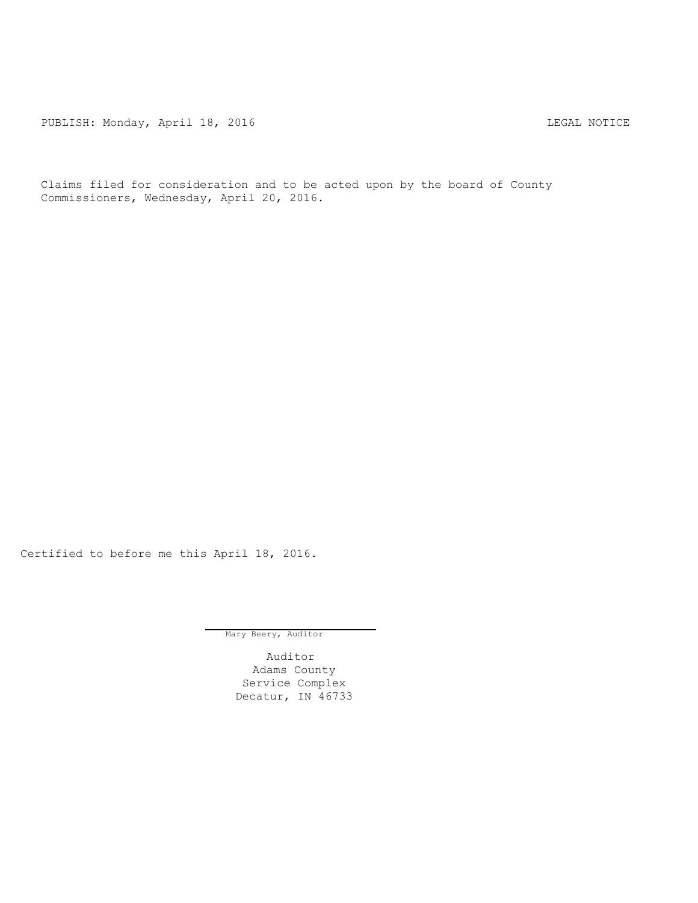PUBLISH: Monday, April 18, 2016 LEGAL NOTICE

Claims filed for consideration and to be acted upon by the board of County Commissioners, Wednesday, April 20, 2016.

Certified to before me this April 18, 2016.

Mary Beery, Auditor

Auditor
Adams County
Service Complex
Decatur, IN 46733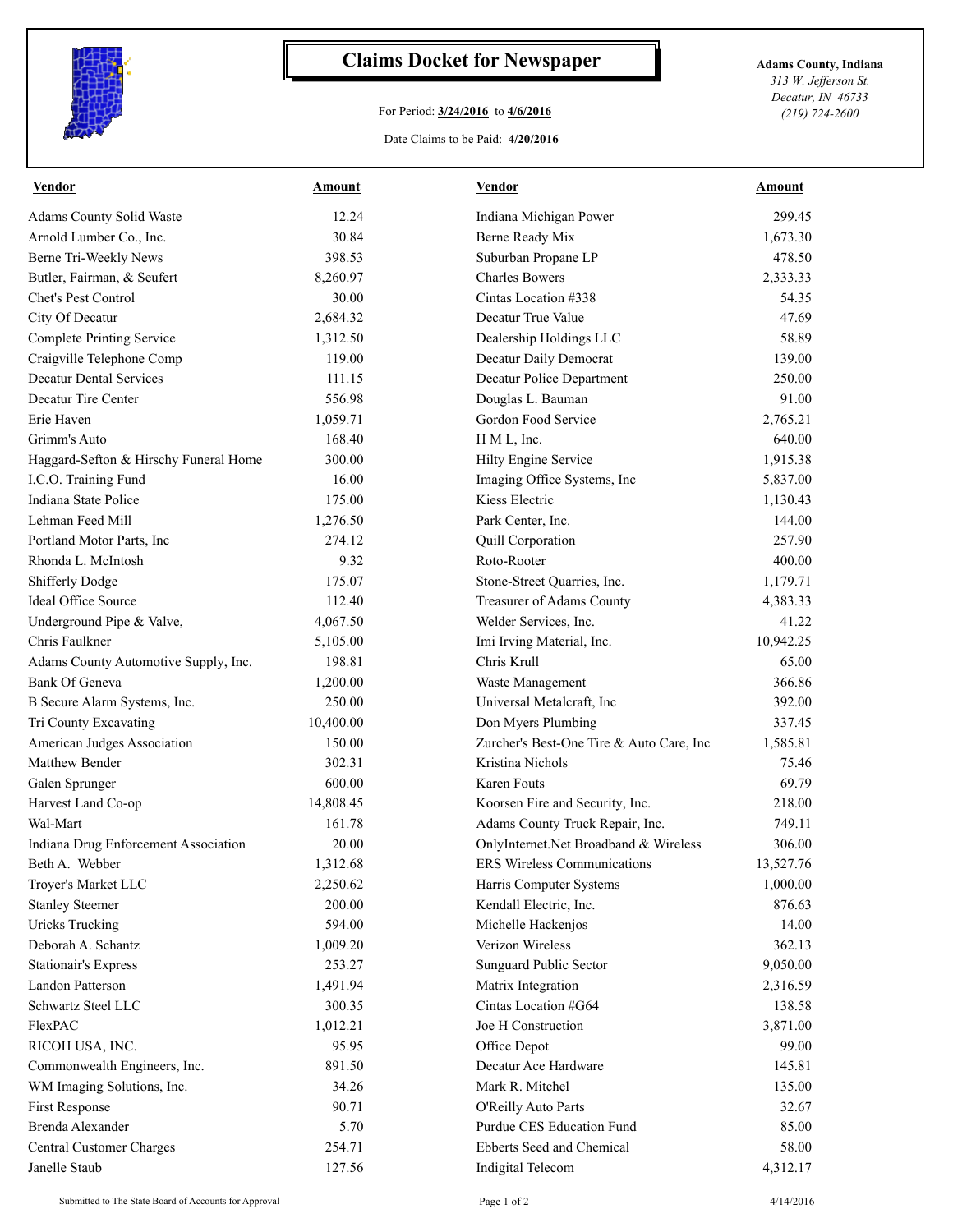# Claims Docket for Newspaper

For Period: **3/24/2016** to **4/6/2016**

Date Claims to be Paid: **4/20/2016**

**Adams County, Indiana**
*313 W. Jefferson St.*
*Decatur, IN 46733*
*(219) 724-2600*

| Vendor | Amount | Vendor | Amount |
|---|---|---|---|
| Adams County Solid Waste | 12.24 | Indiana Michigan Power | 299.45 |
| Arnold Lumber Co., Inc. | 30.84 | Berne Ready Mix | 1,673.30 |
| Berne Tri-Weekly News | 398.53 | Suburban Propane LP | 478.50 |
| Butler, Fairman, & Seufert | 8,260.97 | Charles Bowers | 2,333.33 |
| Chet's Pest Control | 30.00 | Cintas Location #338 | 54.35 |
| City Of Decatur | 2,684.32 | Decatur True Value | 47.69 |
| Complete Printing Service | 1,312.50 | Dealership Holdings LLC | 58.89 |
| Craigville Telephone Comp | 119.00 | Decatur Daily Democrat | 139.00 |
| Decatur Dental Services | 111.15 | Decatur Police Department | 250.00 |
| Decatur Tire Center | 556.98 | Douglas L. Bauman | 91.00 |
| Erie Haven | 1,059.71 | Gordon Food Service | 2,765.21 |
| Grimm's Auto | 168.40 | H M L, Inc. | 640.00 |
| Haggard-Sefton & Hirschy Funeral Home | 300.00 | Hilty Engine Service | 1,915.38 |
| I.C.O. Training Fund | 16.00 | Imaging Office Systems, Inc | 5,837.00 |
| Indiana State Police | 175.00 | Kiess Electric | 1,130.43 |
| Lehman Feed Mill | 1,276.50 | Park Center, Inc. | 144.00 |
| Portland Motor Parts, Inc | 274.12 | Quill Corporation | 257.90 |
| Rhonda L. McIntosh | 9.32 | Roto-Rooter | 400.00 |
| Shifferly Dodge | 175.07 | Stone-Street Quarries, Inc. | 1,179.71 |
| Ideal Office Source | 112.40 | Treasurer of Adams County | 4,383.33 |
| Underground Pipe & Valve, | 4,067.50 | Welder Services, Inc. | 41.22 |
| Chris Faulkner | 5,105.00 | Imi Irving Material, Inc. | 10,942.25 |
| Adams County Automotive Supply, Inc. | 198.81 | Chris Krull | 65.00 |
| Bank Of Geneva | 1,200.00 | Waste Management | 366.86 |
| B Secure Alarm Systems, Inc. | 250.00 | Universal Metalcraft, Inc | 392.00 |
| Tri County Excavating | 10,400.00 | Don Myers Plumbing | 337.45 |
| American Judges Association | 150.00 | Zurcher's Best-One Tire & Auto Care, Inc | 1,585.81 |
| Matthew Bender | 302.31 | Kristina Nichols | 75.46 |
| Galen Sprunger | 600.00 | Karen Fouts | 69.79 |
| Harvest Land Co-op | 14,808.45 | Koorsen Fire and Security, Inc. | 218.00 |
| Wal-Mart | 161.78 | Adams County Truck Repair, Inc. | 749.11 |
| Indiana Drug Enforcement Association | 20.00 | OnlyInternet.Net Broadband & Wireless | 306.00 |
| Beth A. Webber | 1,312.68 | ERS Wireless Communications | 13,527.76 |
| Troyer's Market LLC | 2,250.62 | Harris Computer Systems | 1,000.00 |
| Stanley Steemer | 200.00 | Kendall Electric, Inc. | 876.63 |
| Uricks Trucking | 594.00 | Michelle Hackenjos | 14.00 |
| Deborah A. Schantz | 1,009.20 | Verizon Wireless | 362.13 |
| Stationair's Express | 253.27 | Sunguard Public Sector | 9,050.00 |
| Landon Patterson | 1,491.94 | Matrix Integration | 2,316.59 |
| Schwartz Steel LLC | 300.35 | Cintas Location #G64 | 138.58 |
| FlexPAC | 1,012.21 | Joe H Construction | 3,871.00 |
| RICOH USA, INC. | 95.95 | Office Depot | 99.00 |
| Commonwealth Engineers, Inc. | 891.50 | Decatur Ace Hardware | 145.81 |
| WM Imaging Solutions, Inc. | 34.26 | Mark R. Mitchel | 135.00 |
| First Response | 90.71 | O'Reilly Auto Parts | 32.67 |
| Brenda Alexander | 5.70 | Purdue CES Education Fund | 85.00 |
| Central Customer Charges | 254.71 | Ebberts Seed and Chemical | 58.00 |
| Janelle Staub | 127.56 | Indigital Telecom | 4,312.17 |

Submitted to The State Board of Accounts for Approval 4/14/2016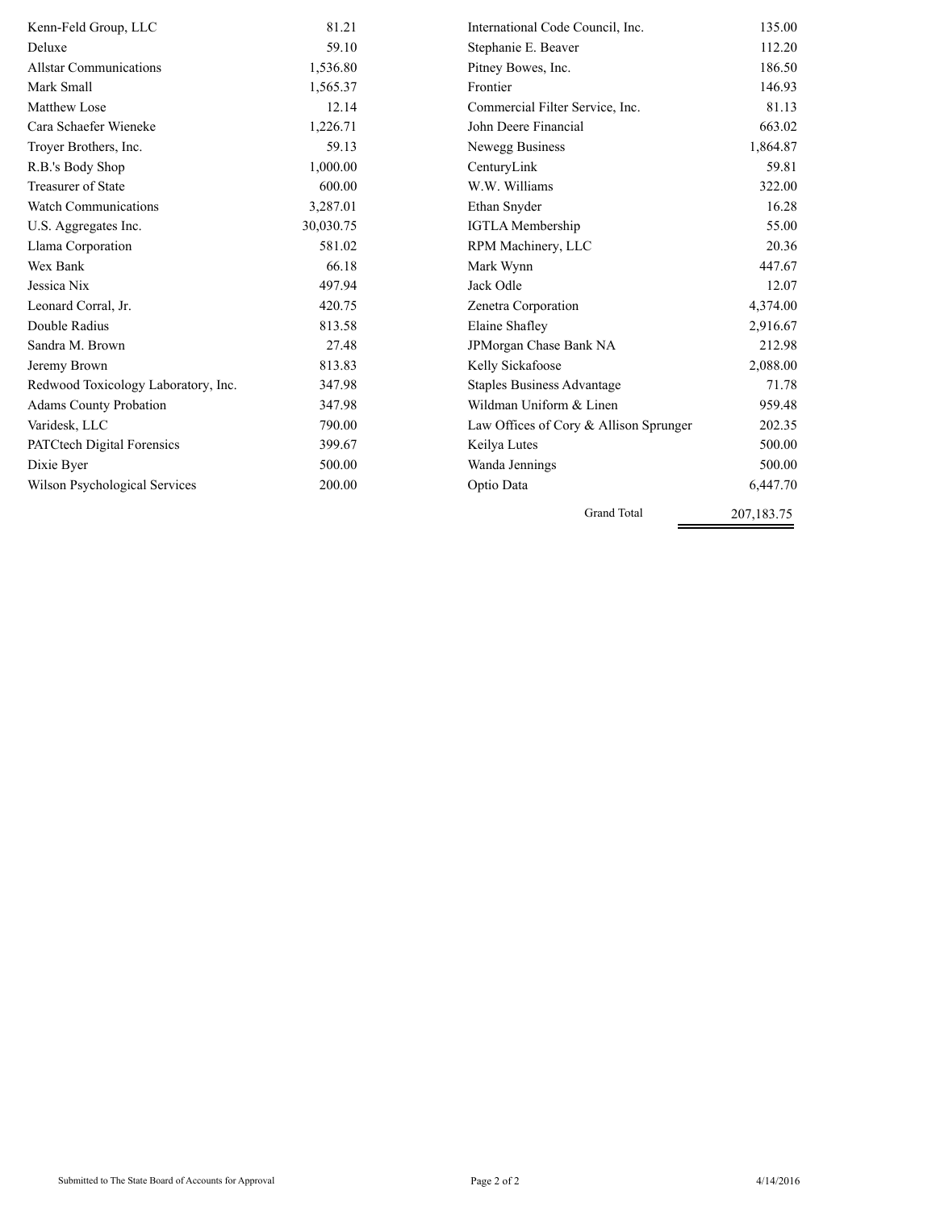| | | | |
|---|---|---|---|
| Kenn-Feld Group, LLC | 81.21 | International Code Council, Inc. | 135.00 |
| Deluxe | 59.10 | Stephanie E. Beaver | 112.20 |
| Allstar Communications | 1,536.80 | Pitney Bowes, Inc. | 186.50 |
| Mark Small | 1,565.37 | Frontier | 146.93 |
| Matthew Lose | 12.14 | Commercial Filter Service, Inc. | 81.13 |
| Cara Schaefer Wieneke | 1,226.71 | John Deere Financial | 663.02 |
| Troyer Brothers, Inc. | 59.13 | Newegg Business | 1,864.87 |
| R.B.'s Body Shop | 1,000.00 | CenturyLink | 59.81 |
| Treasurer of State | 600.00 | W.W. Williams | 322.00 |
| Watch Communications | 3,287.01 | Ethan Snyder | 16.28 |
| U.S. Aggregates Inc. | 30,030.75 | IGTLA Membership | 55.00 |
| Llama Corporation | 581.02 | RPM Machinery, LLC | 20.36 |
| Wex Bank | 66.18 | Mark Wynn | 447.67 |
| Jessica Nix | 497.94 | Jack Odle | 12.07 |
| Leonard Corral, Jr. | 420.75 | Zenetra Corporation | 4,374.00 |
| Double Radius | 813.58 | Elaine Shafley | 2,916.67 |
| Sandra M. Brown | 27.48 | JPMorgan Chase Bank NA | 212.98 |
| Jeremy Brown | 813.83 | Kelly Sickafoose | 2,088.00 |
| Redwood Toxicology Laboratory, Inc. | 347.98 | Staples Business Advantage | 71.78 |
| Adams County Probation | 347.98 | Wildman Uniform & Linen | 959.48 |
| Varidesk, LLC | 790.00 | Law Offices of Cory & Allison Sprunger | 202.35 |
| PATCtech Digital Forensics | 399.67 | Keilya Lutes | 500.00 |
| Dixie Byer | 500.00 | Wanda Jennings | 500.00 |
| Wilson Psychological Services | 200.00 | Optio Data | 6,447.70 |
| | | Grand Total | 207,183.75 |

Submitted to The State Board of Accounts for Approval

4/14/2016